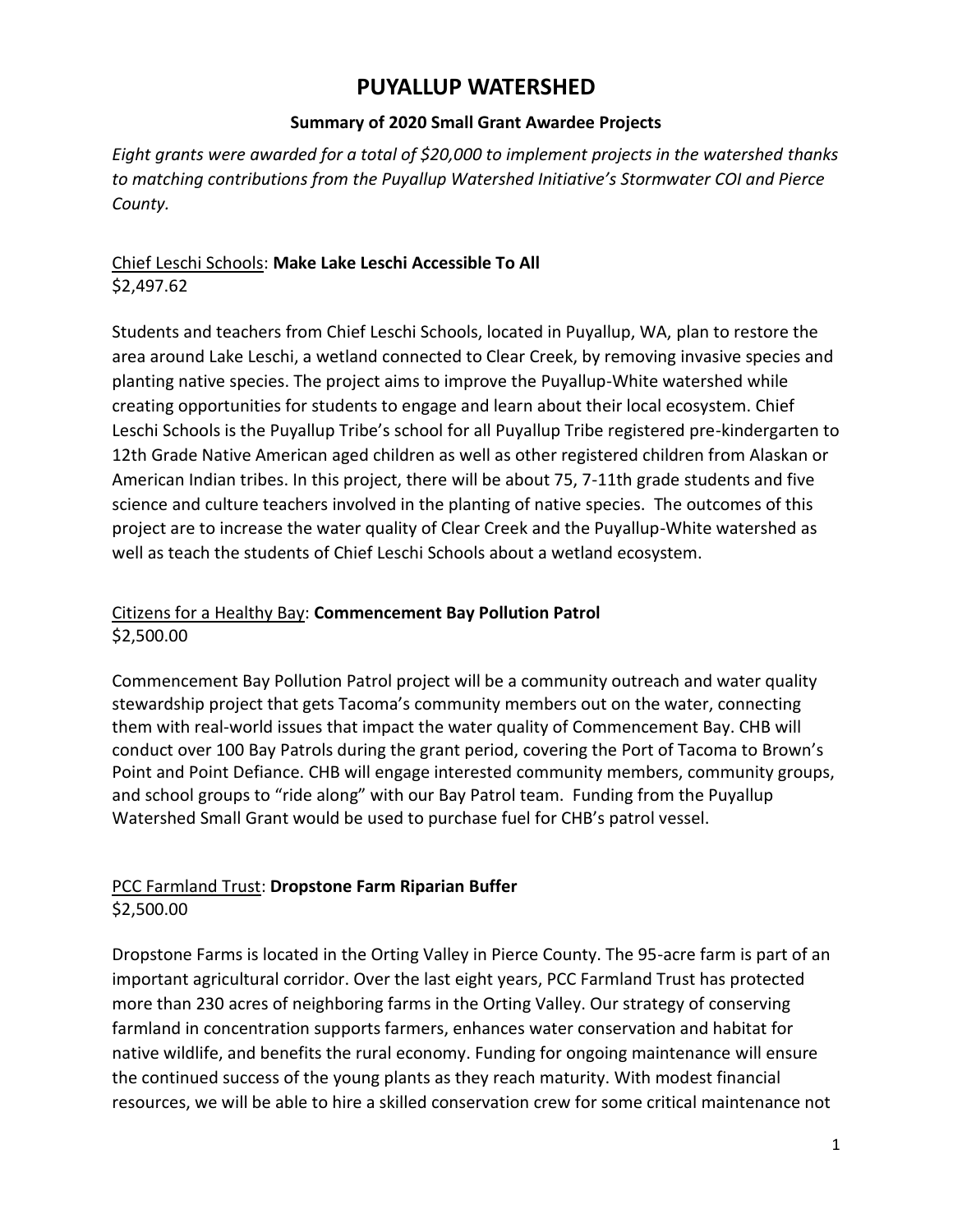# PUYALLUP WATERSHED

### Summary of 2020 Small Grant Awardee Projects

*Eight grants were awarded for a total of $20,000 to implement projects in the watershed thanks to matching contributions from the Puyallup Watershed Initiative's Stormwater COI and Pierce County.*

Chief Leschi Schools: **Make Lake Leschi Accessible To All**
$2,497.62

Students and teachers from Chief Leschi Schools, located in Puyallup, WA, plan to restore the area around Lake Leschi, a wetland connected to Clear Creek, by removing invasive species and planting native species. The project aims to improve the Puyallup-White watershed while creating opportunities for students to engage and learn about their local ecosystem. Chief Leschi Schools is the Puyallup Tribe's school for all Puyallup Tribe registered pre-kindergarten to 12th Grade Native American aged children as well as other registered children from Alaskan or American Indian tribes. In this project, there will be about 75, 7-11th grade students and five science and culture teachers involved in the planting of native species. The outcomes of this project are to increase the water quality of Clear Creek and the Puyallup-White watershed as well as teach the students of Chief Leschi Schools about a wetland ecosystem.

Citizens for a Healthy Bay: **Commencement Bay Pollution Patrol**
$2,500.00

Commencement Bay Pollution Patrol project will be a community outreach and water quality stewardship project that gets Tacoma's community members out on the water, connecting them with real-world issues that impact the water quality of Commencement Bay. CHB will conduct over 100 Bay Patrols during the grant period, covering the Port of Tacoma to Brown's Point and Point Defiance. CHB will engage interested community members, community groups, and school groups to "ride along" with our Bay Patrol team. Funding from the Puyallup Watershed Small Grant would be used to purchase fuel for CHB's patrol vessel.

PCC Farmland Trust: **Dropstone Farm Riparian Buffer**
$2,500.00

Dropstone Farms is located in the Orting Valley in Pierce County. The 95-acre farm is part of an important agricultural corridor. Over the last eight years, PCC Farmland Trust has protected more than 230 acres of neighboring farms in the Orting Valley. Our strategy of conserving farmland in concentration supports farmers, enhances water conservation and habitat for native wildlife, and benefits the rural economy. Funding for ongoing maintenance will ensure the continued success of the young plants as they reach maturity. With modest financial resources, we will be able to hire a skilled conservation crew for some critical maintenance not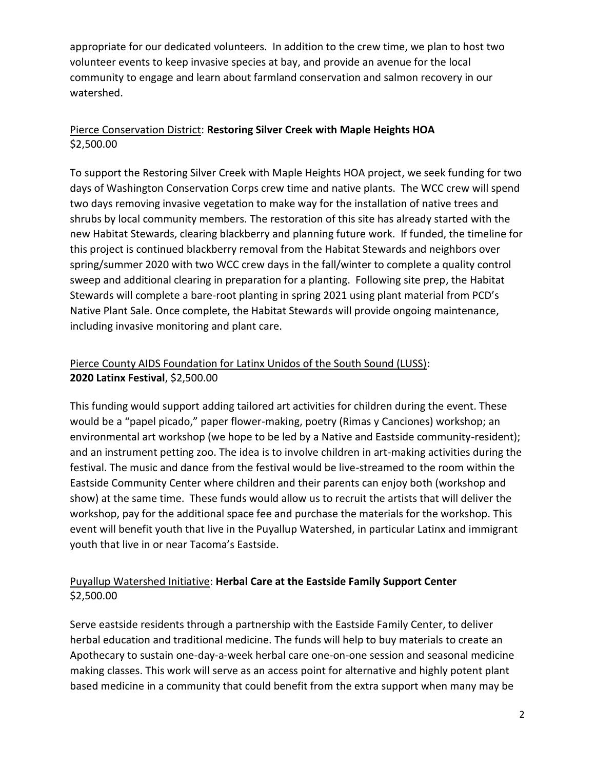appropriate for our dedicated volunteers. In addition to the crew time, we plan to host two volunteer events to keep invasive species at bay, and provide an avenue for the local community to engage and learn about farmland conservation and salmon recovery in our watershed.

Pierce Conservation District: **Restoring Silver Creek with Maple Heights HOA**
$2,500.00

To support the Restoring Silver Creek with Maple Heights HOA project, we seek funding for two days of Washington Conservation Corps crew time and native plants. The WCC crew will spend two days removing invasive vegetation to make way for the installation of native trees and shrubs by local community members. The restoration of this site has already started with the new Habitat Stewards, clearing blackberry and planning future work. If funded, the timeline for this project is continued blackberry removal from the Habitat Stewards and neighbors over spring/summer 2020 with two WCC crew days in the fall/winter to complete a quality control sweep and additional clearing in preparation for a planting. Following site prep, the Habitat Stewards will complete a bare-root planting in spring 2021 using plant material from PCD's Native Plant Sale. Once complete, the Habitat Stewards will provide ongoing maintenance, including invasive monitoring and plant care.

Pierce County AIDS Foundation for Latinx Unidos of the South Sound (LUSS):
**2020 Latinx Festival**, $2,500.00

This funding would support adding tailored art activities for children during the event. These would be a "papel picado," paper flower-making, poetry (Rimas y Canciones) workshop; an environmental art workshop (we hope to be led by a Native and Eastside community-resident); and an instrument petting zoo. The idea is to involve children in art-making activities during the festival. The music and dance from the festival would be live-streamed to the room within the Eastside Community Center where children and their parents can enjoy both (workshop and show) at the same time. These funds would allow us to recruit the artists that will deliver the workshop, pay for the additional space fee and purchase the materials for the workshop. This event will benefit youth that live in the Puyallup Watershed, in particular Latinx and immigrant youth that live in or near Tacoma's Eastside.

Puyallup Watershed Initiative: **Herbal Care at the Eastside Family Support Center**
$2,500.00

Serve eastside residents through a partnership with the Eastside Family Center, to deliver herbal education and traditional medicine. The funds will help to buy materials to create an Apothecary to sustain one-day-a-week herbal care one-on-one session and seasonal medicine making classes. This work will serve as an access point for alternative and highly potent plant based medicine in a community that could benefit from the extra support when many may be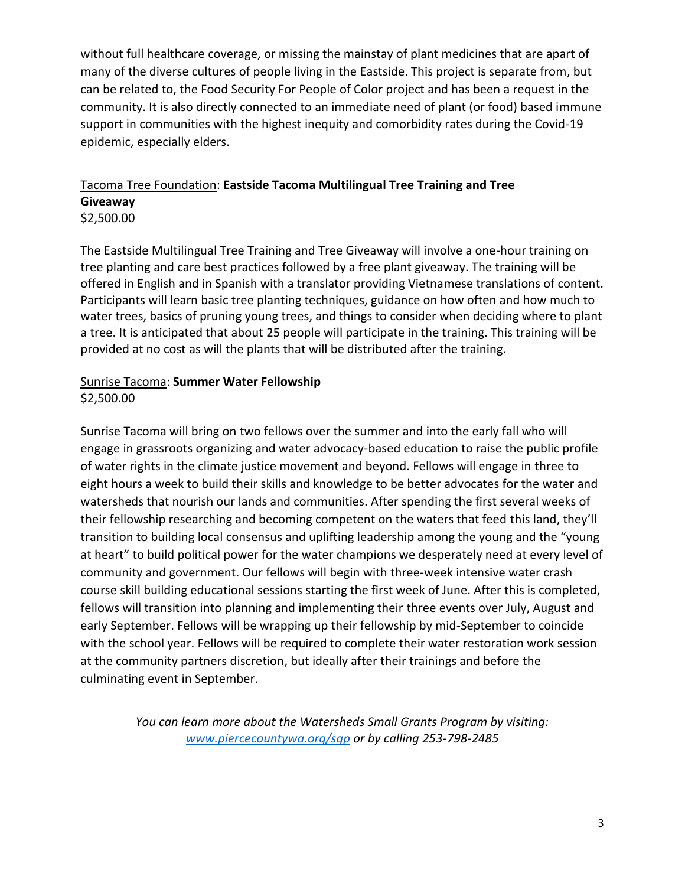without full healthcare coverage, or missing the mainstay of plant medicines that are apart of many of the diverse cultures of people living in the Eastside. This project is separate from, but can be related to, the Food Security For People of Color project and has been a request in the community. It is also directly connected to an immediate need of plant (or food) based immune support in communities with the highest inequity and comorbidity rates during the Covid-19 epidemic, especially elders.

Tacoma Tree Foundation: **Eastside Tacoma Multilingual Tree Training and Tree Giveaway**
$2,500.00

The Eastside Multilingual Tree Training and Tree Giveaway will involve a one-hour training on tree planting and care best practices followed by a free plant giveaway. The training will be offered in English and in Spanish with a translator providing Vietnamese translations of content. Participants will learn basic tree planting techniques, guidance on how often and how much to water trees, basics of pruning young trees, and things to consider when deciding where to plant a tree. It is anticipated that about 25 people will participate in the training. This training will be provided at no cost as will the plants that will be distributed after the training.

Sunrise Tacoma: **Summer Water Fellowship**
$2,500.00

Sunrise Tacoma will bring on two fellows over the summer and into the early fall who will engage in grassroots organizing and water advocacy-based education to raise the public profile of water rights in the climate justice movement and beyond. Fellows will engage in three to eight hours a week to build their skills and knowledge to be better advocates for the water and watersheds that nourish our lands and communities. After spending the first several weeks of their fellowship researching and becoming competent on the waters that feed this land, they'll transition to building local consensus and uplifting leadership among the young and the "young at heart" to build political power for the water champions we desperately need at every level of community and government. Our fellows will begin with three-week intensive water crash course skill building educational sessions starting the first week of June. After this is completed, fellows will transition into planning and implementing their three events over July, August and early September. Fellows will be wrapping up their fellowship by mid-September to coincide with the school year. Fellows will be required to complete their water restoration work session at the community partners discretion, but ideally after their trainings and before the culminating event in September.

*You can learn more about the Watersheds Small Grants Program by visiting: [www.piercecountywa.org/sgp](www.piercecountywa.org/sgp) or by calling 253-798-2485*